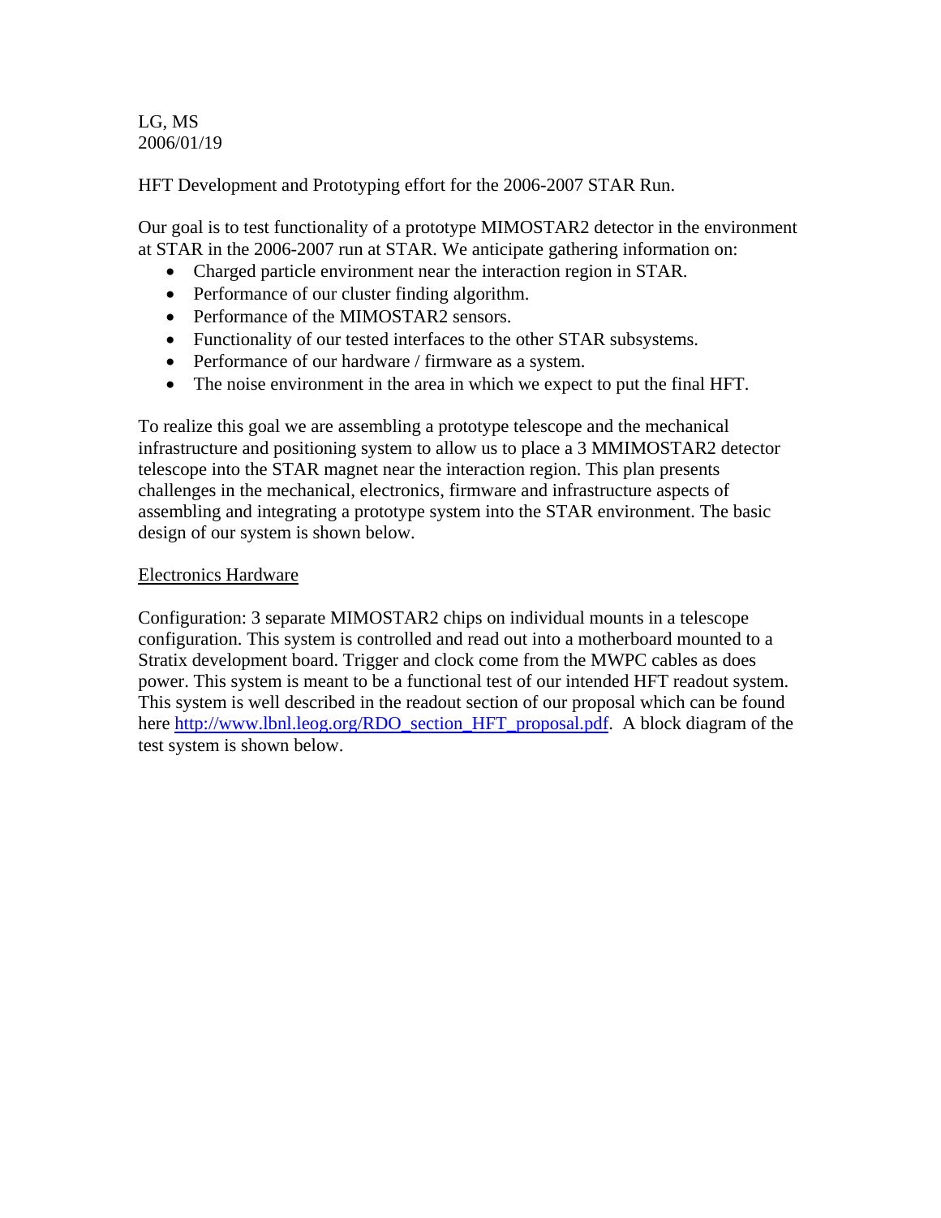LG, MS
2006/01/19

HFT Development and Prototyping effort for the 2006-2007 STAR Run.

Our goal is to test functionality of a prototype MIMOSTAR2 detector in the environment at STAR in the 2006-2007 run at STAR. We anticipate gathering information on:

- Charged particle environment near the interaction region in STAR.
- Performance of our cluster finding algorithm.
- Performance of the MIMOSTAR2 sensors.
- Functionality of our tested interfaces to the other STAR subsystems.
- Performance of our hardware / firmware as a system.
- The noise environment in the area in which we expect to put the final HFT.

To realize this goal we are assembling a prototype telescope and the mechanical infrastructure and positioning system to allow us to place a 3 MMIMOSTAR2 detector telescope into the STAR magnet near the interaction region. This plan presents challenges in the mechanical, electronics, firmware and infrastructure aspects of assembling and integrating a prototype system into the STAR environment. The basic design of our system is shown below.

## Electronics Hardware

Configuration: 3 separate MIMOSTAR2 chips on individual mounts in a telescope configuration. This system is controlled and read out into a motherboard mounted to a Stratix development board. Trigger and clock come from the MWPC cables as does power. This system is meant to be a functional test of our intended HFT readout system. This system is well described in the readout section of our proposal which can be found here [http://www.lbnl.leog.org/RDO_section_HFT_proposal.pdf](http://www.lbnl.leog.org/RDO_section_HFT_proposal.pdf). A block diagram of the test system is shown below.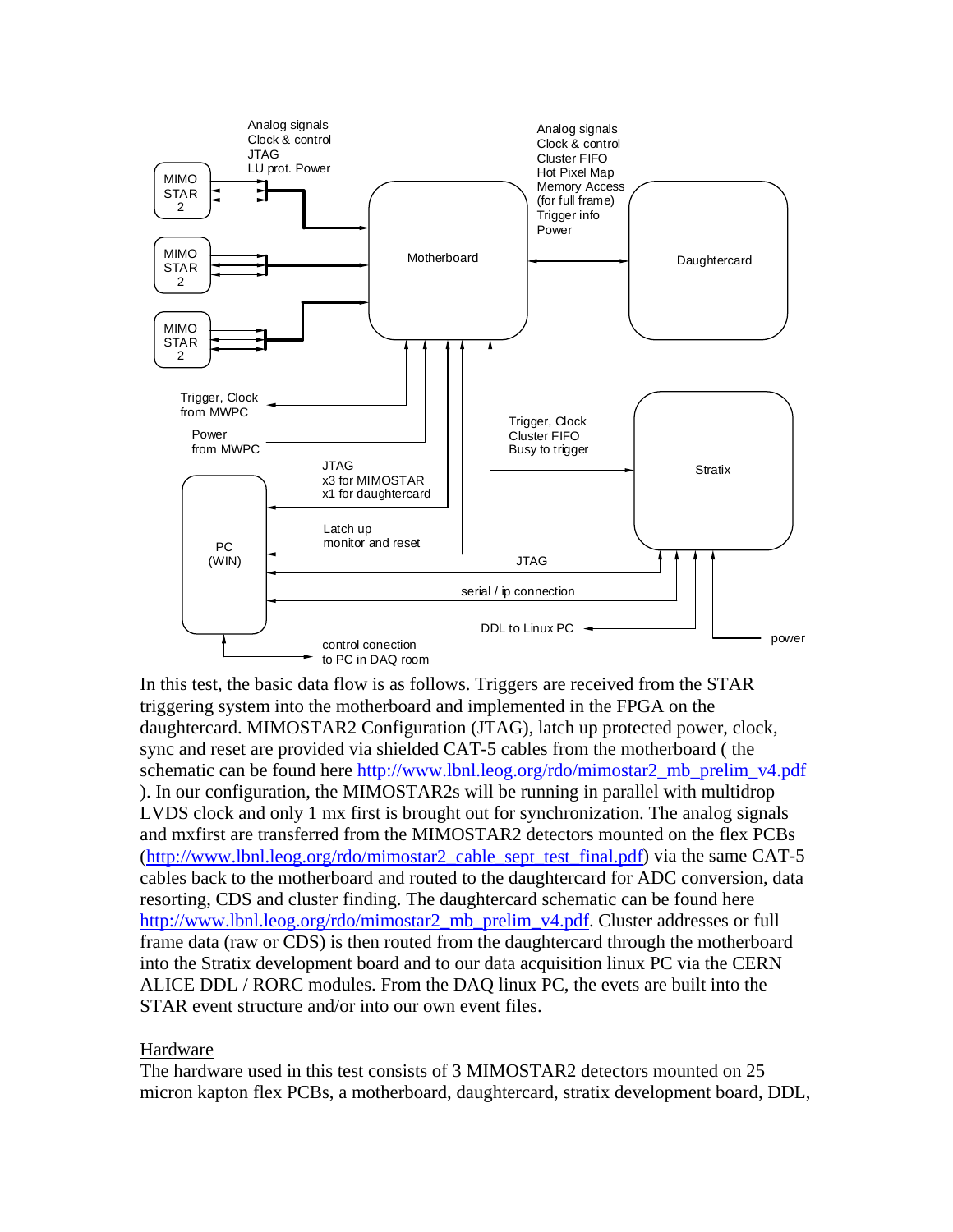In this test, the basic data flow is as follows. Triggers are received from the STAR triggering system into the motherboard and implemented in the FPGA on the daughtercard. MIMOSTAR2 Configuration (JTAG), latch up protected power, clock, sync and reset are provided via shielded CAT-5 cables from the motherboard ( the schematic can be found here http://www.lbnl.leog.org/rdo/mimostar2_mb_prelim_v4.pdf ). In our configuration, the MIMOSTAR2s will be running in parallel with multidrop LVDS clock and only 1 mx first is brought out for synchronization. The analog signals and mxfirst are transferred from the MIMOSTAR2 detectors mounted on the flex PCBs (http://www.lbnl.leog.org/rdo/mimostar2_cable_sept_test_final.pdf) via the same CAT-5 cables back to the motherboard and routed to the daughtercard for ADC conversion, data resorting, CDS and cluster finding. The daughtercard schematic can be found here http://www.lbnl.leog.org/rdo/mimostar2_mb_prelim_v4.pdf. Cluster addresses or full frame data (raw or CDS) is then routed from the daughtercard through the motherboard into the Stratix development board and to our data acquisition linux PC via the CERN ALICE DDL / RORC modules. From the DAQ linux PC, the evets are built into the STAR event structure and/or into our own event files.

## Hardware

The hardware used in this test consists of 3 MIMOSTAR2 detectors mounted on 25 micron kapton flex PCBs, a motherboard, daughtercard, stratix development board, DDL,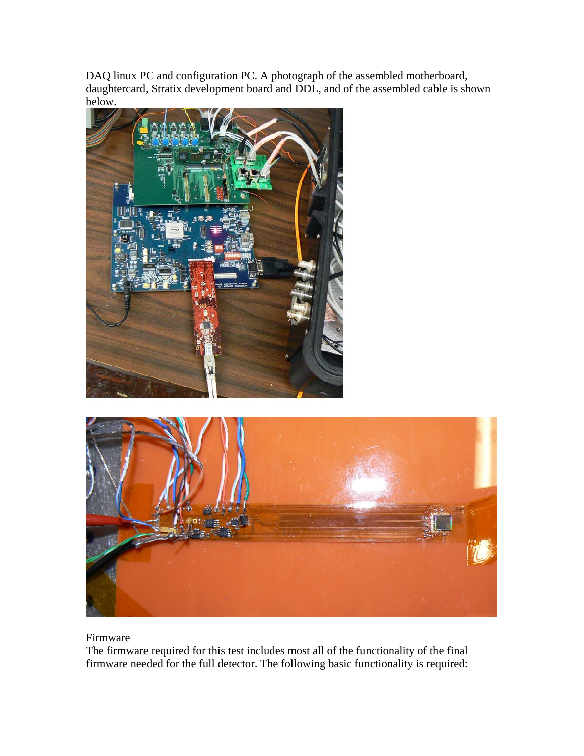DAQ linux PC and configuration PC. A photograph of the assembled motherboard, daughtercard, Stratix development board and DDL, and of the assembled cable is shown below.

<u>Firmware</u>

The firmware required for this test includes most all of the functionality of the final firmware needed for the full detector. The following basic functionality is required: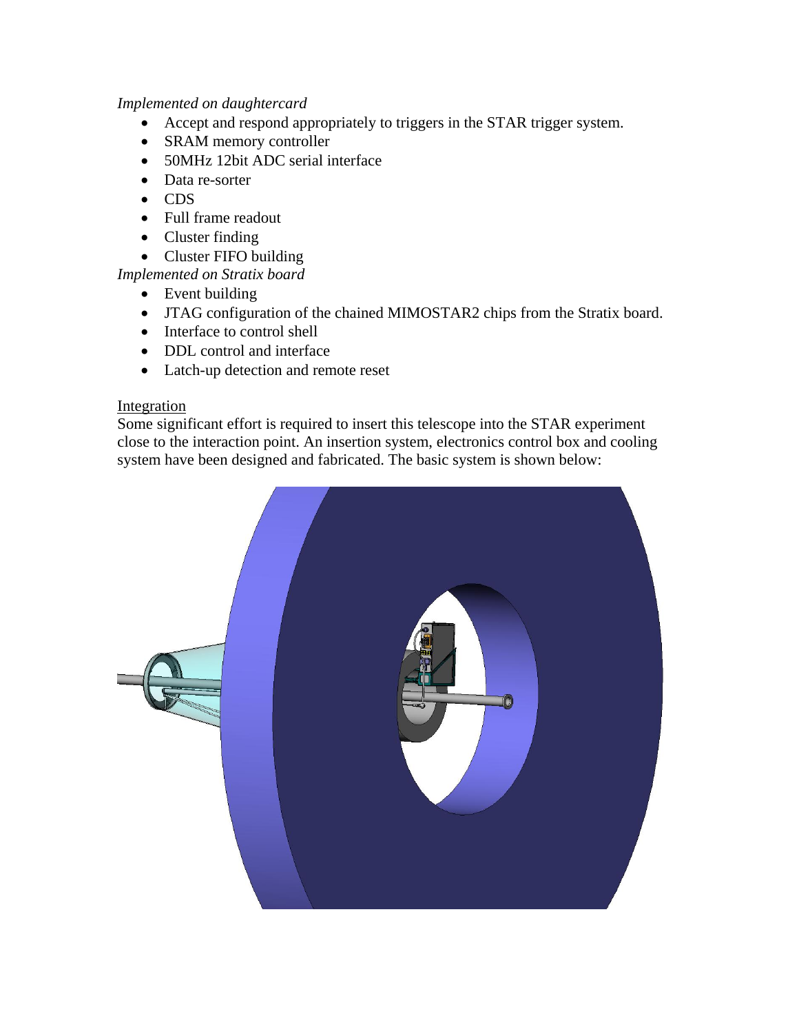*Implemented on daughtercard*

- Accept and respond appropriately to triggers in the STAR trigger system.
- SRAM memory controller
- 50MHz 12bit ADC serial interface
- Data re-sorter
- CDS
- Full frame readout
- Cluster finding
- Cluster FIFO building

*Implemented on Stratix board*

- Event building
- JTAG configuration of the chained MIMOSTAR2 chips from the Stratix board.
- Interface to control shell
- DDL control and interface
- Latch-up detection and remote reset

<u>Integration</u>

Some significant effort is required to insert this telescope into the STAR experiment close to the interaction point. An insertion system, electronics control box and cooling system have been designed and fabricated. The basic system is shown below: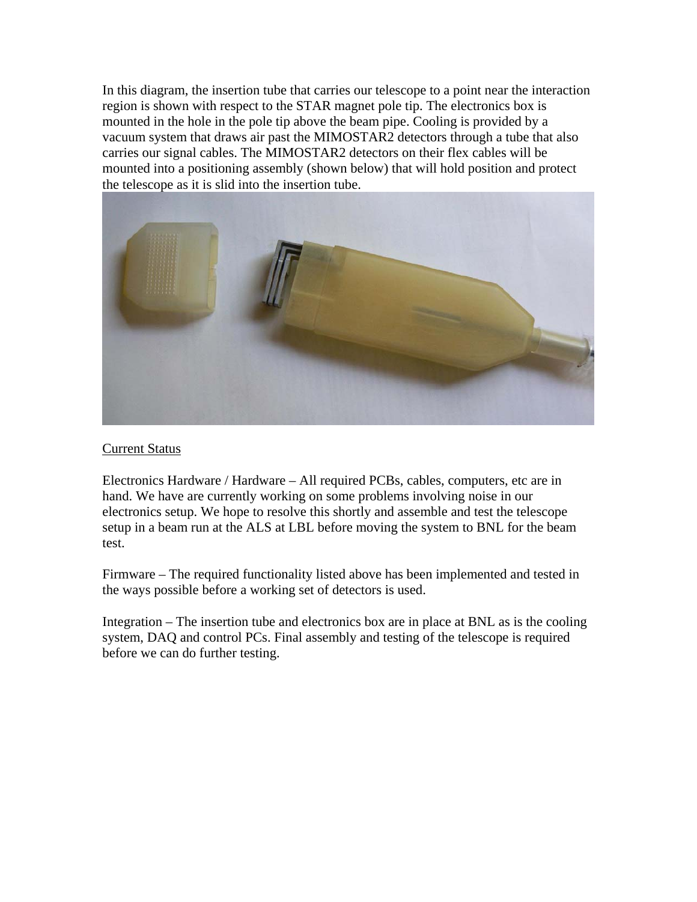In this diagram, the insertion tube that carries our telescope to a point near the interaction region is shown with respect to the STAR magnet pole tip. The electronics box is mounted in the hole in the pole tip above the beam pipe. Cooling is provided by a vacuum system that draws air past the MIMOSTAR2 detectors through a tube that also carries our signal cables. The MIMOSTAR2 detectors on their flex cables will be mounted into a positioning assembly (shown below) that will hold position and protect the telescope as it is slid into the insertion tube.

Current Status

Electronics Hardware / Hardware – All required PCBs, cables, computers, etc are in hand. We have are currently working on some problems involving noise in our electronics setup. We hope to resolve this shortly and assemble and test the telescope setup in a beam run at the ALS at LBL before moving the system to BNL for the beam test.

Firmware – The required functionality listed above has been implemented and tested in the ways possible before a working set of detectors is used.

Integration – The insertion tube and electronics box are in place at BNL as is the cooling system, DAQ and control PCs. Final assembly and testing of the telescope is required before we can do further testing.